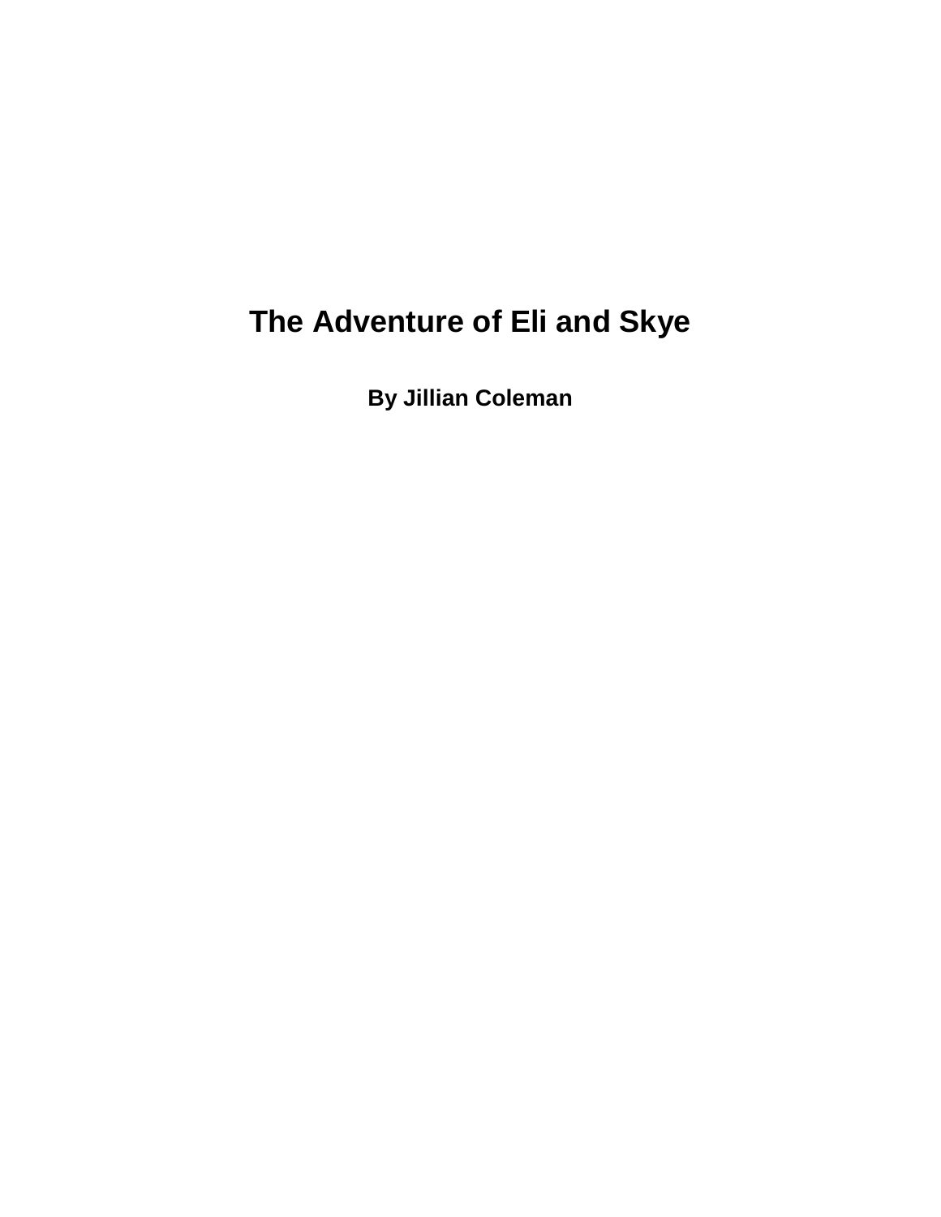# The Adventure of Eli and Skye

**By Jillian Coleman**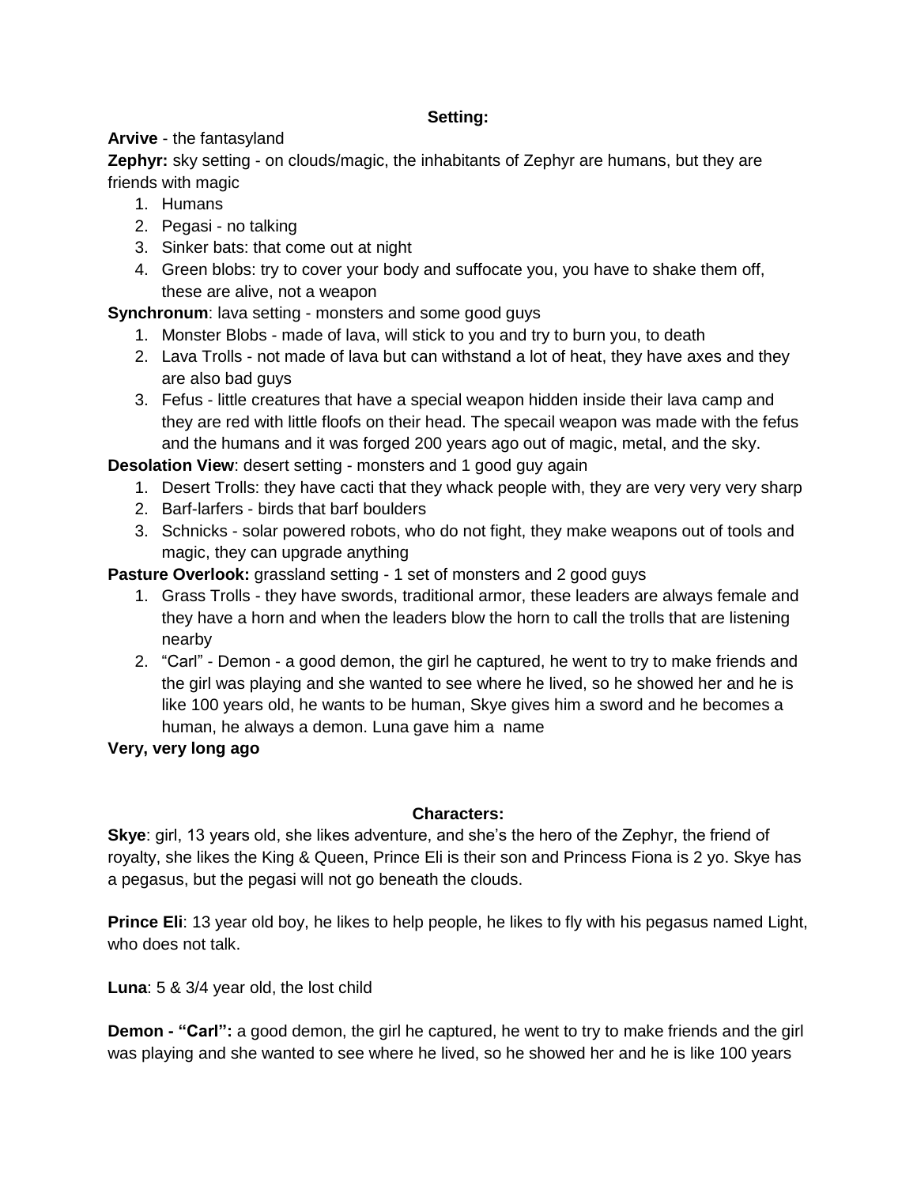**Setting:**

**Arvive** - the fantasyland

**Zephyr:** sky setting - on clouds/magic, the inhabitants of Zephyr are humans, but they are friends with magic

1. Humans
2. Pegasi - no talking
3. Sinker bats: that come out at night
4. Green blobs: try to cover your body and suffocate you, you have to shake them off, these are alive, not a weapon

**Synchronum**: lava setting - monsters and some good guys

1. Monster Blobs - made of lava, will stick to you and try to burn you, to death
2. Lava Trolls - not made of lava but can withstand a lot of heat, they have axes and they are also bad guys
3. Fefus - little creatures that have a special weapon hidden inside their lava camp and they are red with little floofs on their head. The specail weapon was made with the fefus and the humans and it was forged 200 years ago out of magic, metal, and the sky.

**Desolation View**: desert setting - monsters and 1 good guy again

1. Desert Trolls: they have cacti that they whack people with, they are very very very sharp
2. Barf-larfers - birds that barf boulders
3. Schnicks - solar powered robots, who do not fight, they make weapons out of tools and magic, they can upgrade anything

**Pasture Overlook:** grassland setting - 1 set of monsters and 2 good guys

1. Grass Trolls - they have swords, traditional armor, these leaders are always female and they have a horn and when the leaders blow the horn to call the trolls that are listening nearby
2. "Carl" - Demon - a good demon, the girl he captured, he went to try to make friends and the girl was playing and she wanted to see where he lived, so he showed her and he is like 100 years old, he wants to be human, Skye gives him a sword and he becomes a human, he always a demon. Luna gave him a name

**Very, very long ago**

**Characters:**

**Skye**: girl, 13 years old, she likes adventure, and she's the hero of the Zephyr, the friend of royalty, she likes the King & Queen, Prince Eli is their son and Princess Fiona is 2 yo. Skye has a pegasus, but the pegasi will not go beneath the clouds.

**Prince Eli**: 13 year old boy, he likes to help people, he likes to fly with his pegasus named Light, who does not talk.

**Luna**: 5 & 3/4 year old, the lost child

**Demon - "Carl":** a good demon, the girl he captured, he went to try to make friends and the girl was playing and she wanted to see where he lived, so he showed her and he is like 100 years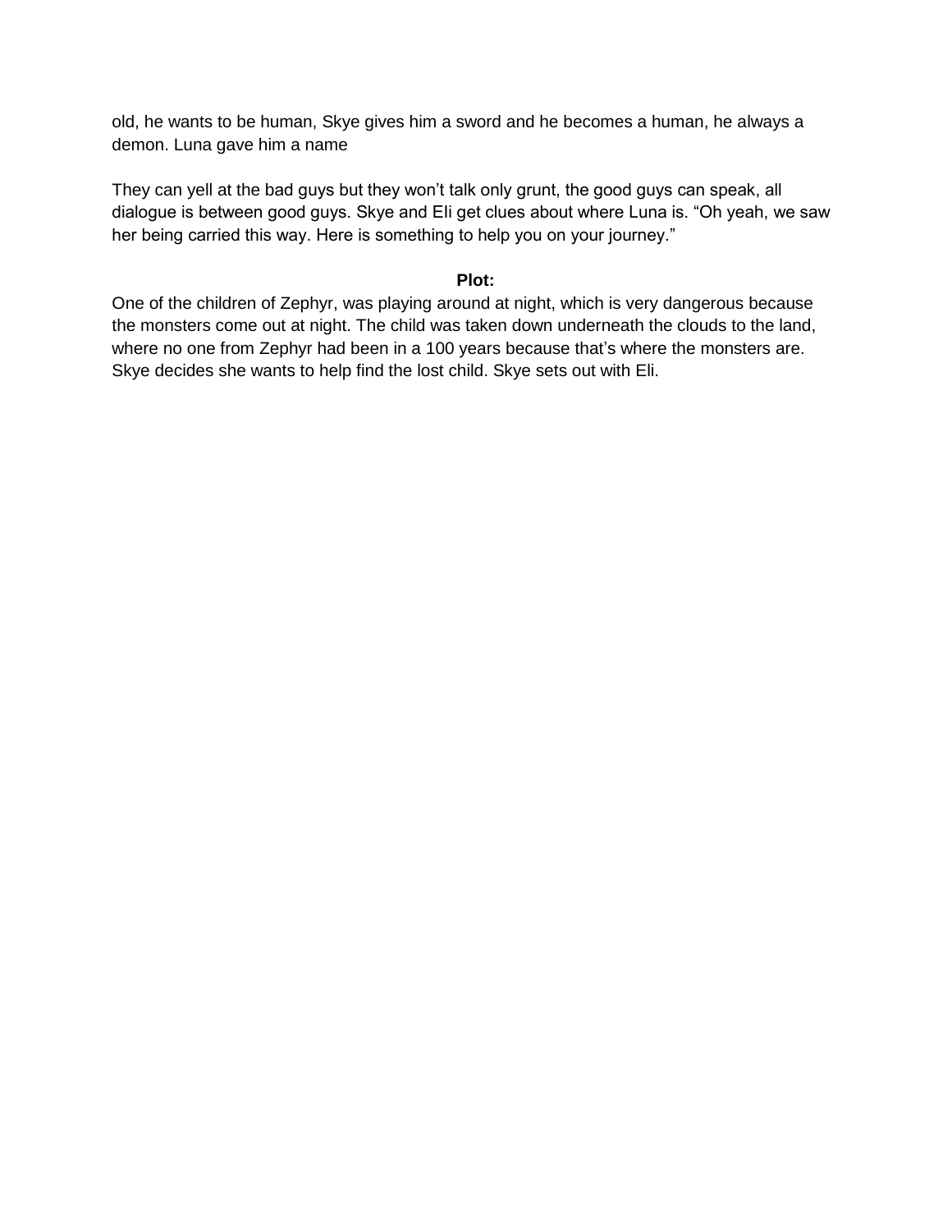old, he wants to be human, Skye gives him a sword and he becomes a human, he always a demon. Luna gave him a name

They can yell at the bad guys but they won't talk only grunt, the good guys can speak, all dialogue is between good guys. Skye and Eli get clues about where Luna is. "Oh yeah, we saw her being carried this way. Here is something to help you on your journey."

**Plot:**

One of the children of Zephyr, was playing around at night, which is very dangerous because the monsters come out at night. The child was taken down underneath the clouds to the land, where no one from Zephyr had been in a 100 years because that's where the monsters are. Skye decides she wants to help find the lost child. Skye sets out with Eli.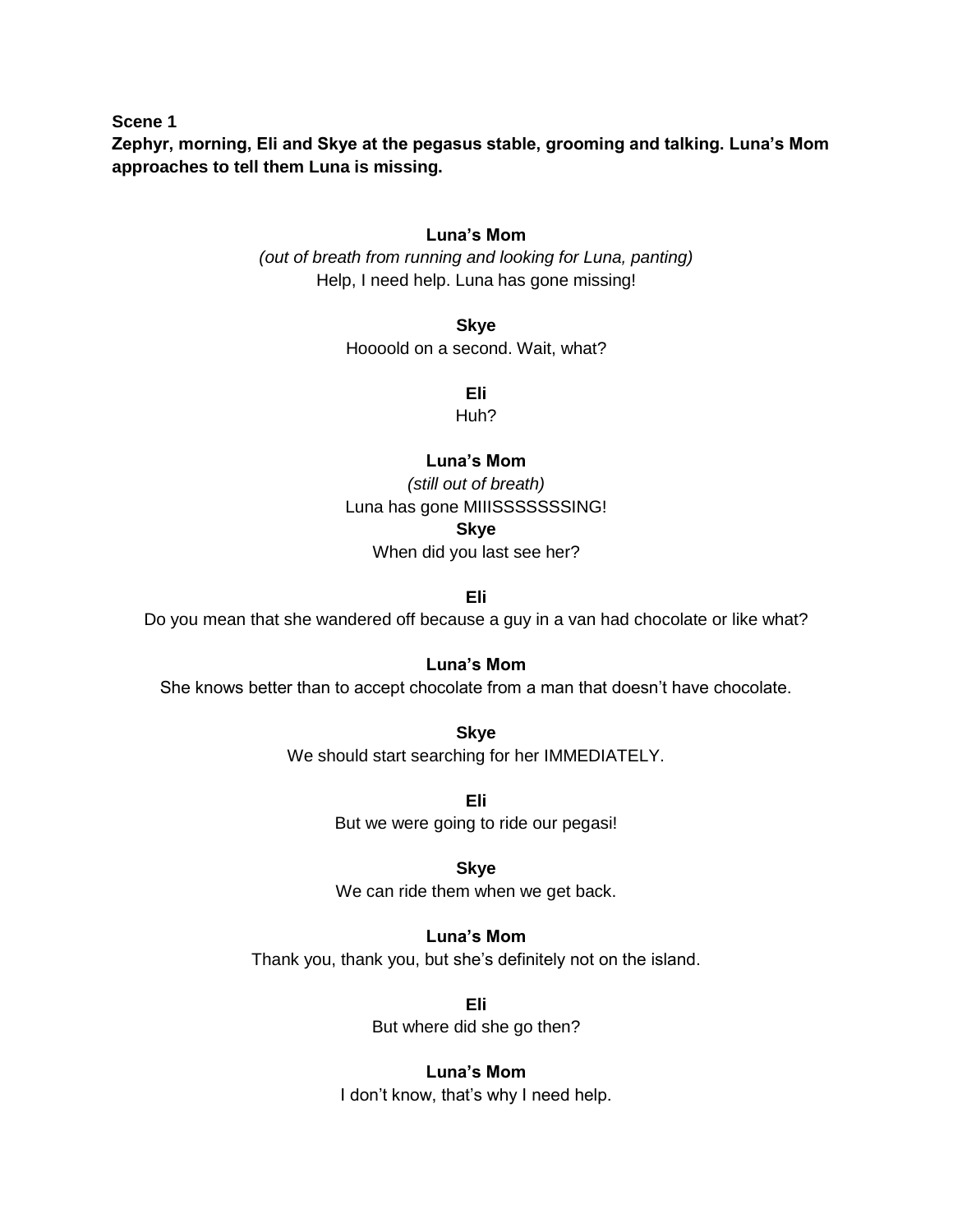**Scene 1**

**Zephyr, morning, Eli and Skye at the pegasus stable, grooming and talking. Luna's Mom approaches to tell them Luna is missing.**

**Luna's Mom**

*(out of breath from running and looking for Luna, panting)*

Help, I need help. Luna has gone missing!

**Skye**

Hoooold on a second. Wait, what?

**Eli**

Huh?

**Luna's Mom**

*(still out of breath)*

Luna has gone MIIISSSSSSSING!

**Skye**

When did you last see her?

**Eli**

Do you mean that she wandered off because a guy in a van had chocolate or like what?

**Luna's Mom**

She knows better than to accept chocolate from a man that doesn't have chocolate.

**Skye**

We should start searching for her IMMEDIATELY.

**Eli**

But we were going to ride our pegasi!

**Skye**

We can ride them when we get back.

**Luna's Mom**

Thank you, thank you, but she's definitely not on the island.

**Eli**

But where did she go then?

**Luna's Mom**

I don't know, that's why I need help.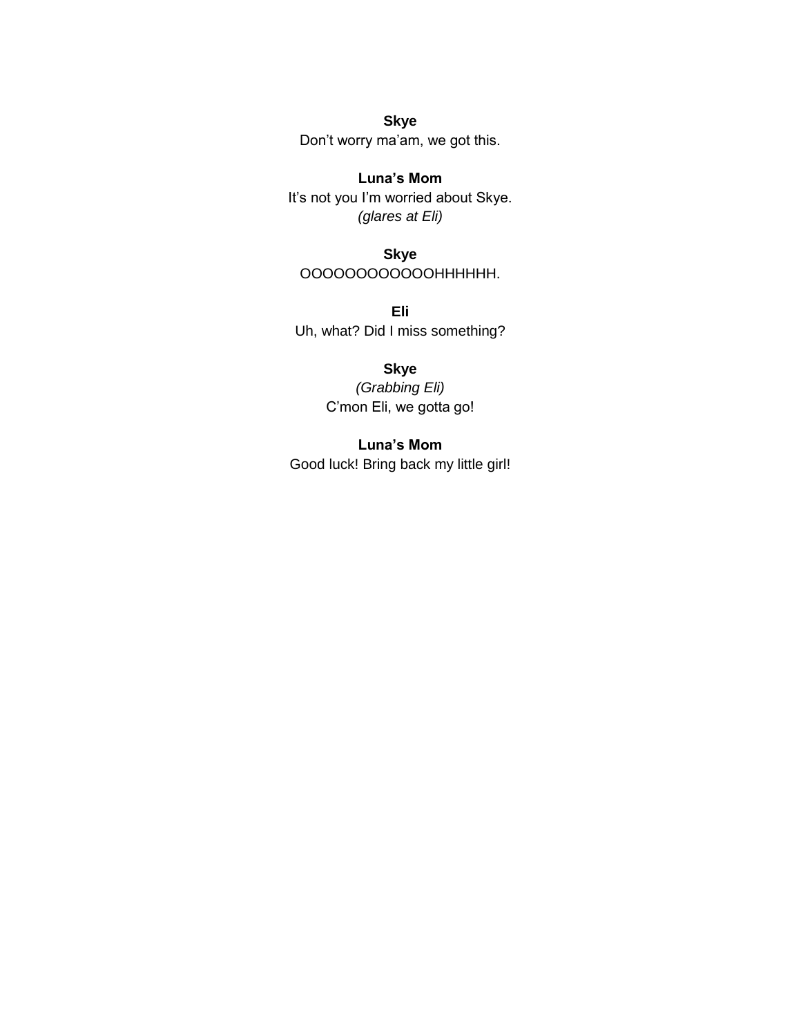**Skye**
Don’t worry ma’am, we got this.

**Luna’s Mom**
It’s not you I’m worried about Skye.
*(glares at Eli)*

**Skye**
OOOOOOOOOOOOHHHHHH.

**Eli**
Uh, what? Did I miss something?

**Skye**
*(Grabbing Eli)*
C’mon Eli, we gotta go!

**Luna’s Mom**
Good luck! Bring back my little girl!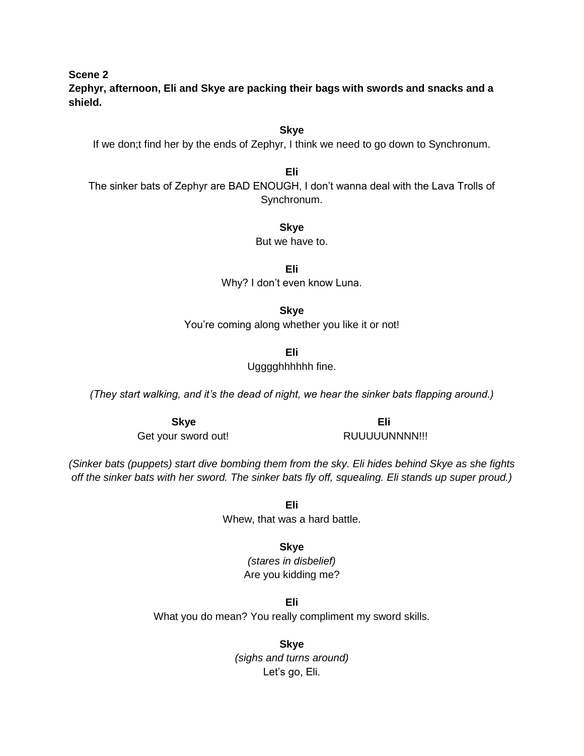**Scene 2**

**Zephyr, afternoon, Eli and Skye are packing their bags with swords and snacks and a shield.**

**Skye**

If we don;t find her by the ends of Zephyr, I think we need to go down to Synchronum.

**Eli**

The sinker bats of Zephyr are BAD ENOUGH, I don't wanna deal with the Lava Trolls of Synchronum.

**Skye**

But we have to.

**Eli**

Why? I don't even know Luna.

**Skye**

You're coming along whether you like it or not!

**Eli**

Ugggghhhhhh fine.

*(They start walking, and it's the dead of night, we hear the sinker bats flapping around.)*

**Skye**

Get your sword out!

**Eli**

RUUUUUNNNN!!!

*(Sinker bats (puppets) start dive bombing them from the sky. Eli hides behind Skye as she fights off the sinker bats with her sword. The sinker bats fly off, squealing. Eli stands up super proud.)*

**Eli**

Whew, that was a hard battle.

**Skye**

*(stares in disbelief)*

Are you kidding me?

**Eli**

What you do mean? You really compliment my sword skills.

**Skye**

*(sighs and turns around)*

Let's go, Eli.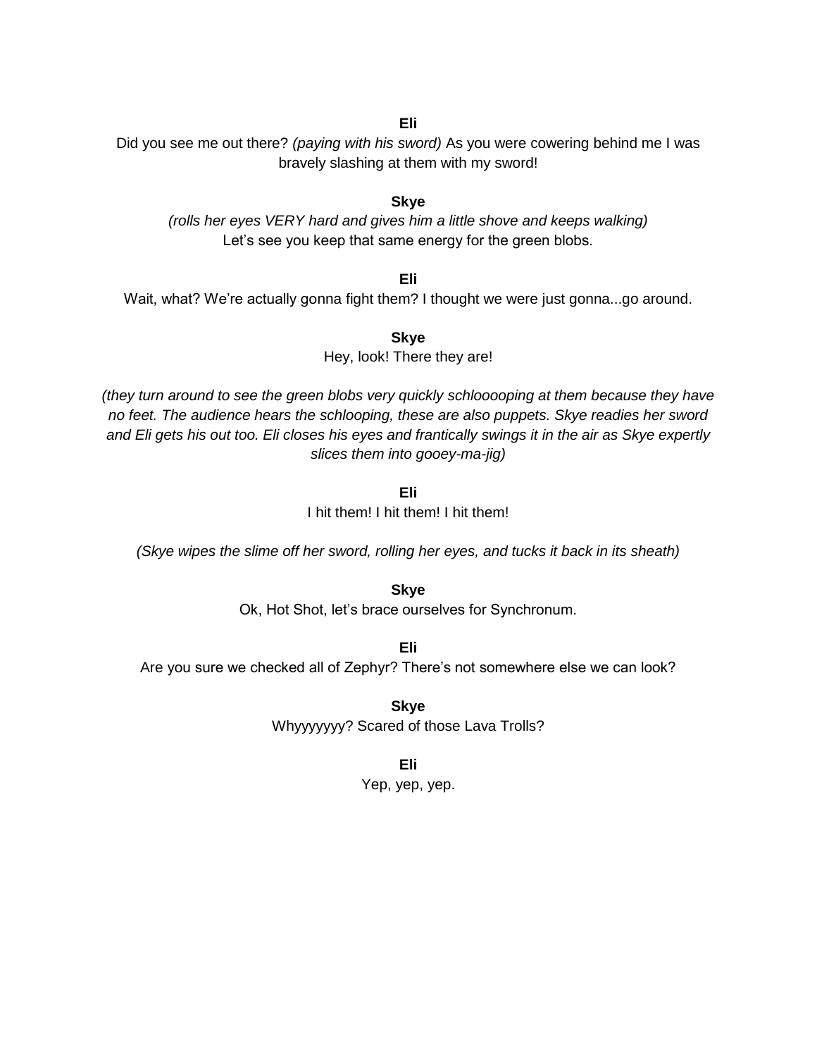**Eli**

Did you see me out there? *(paying with his sword)* As you were cowering behind me I was bravely slashing at them with my sword!

**Skye**

*(rolls her eyes VERY hard and gives him a little shove and keeps walking)*
Let's see you keep that same energy for the green blobs.

**Eli**

Wait, what? We're actually gonna fight them? I thought we were just gonna...go around.

**Skye**

Hey, look! There they are!

*(they turn around to see the green blobs very quickly schlooooping at them because they have no feet. The audience hears the schlooping, these are also puppets. Skye readies her sword and Eli gets his out too. Eli closes his eyes and frantically swings it in the air as Skye expertly slices them into gooey-ma-jig)*

**Eli**

I hit them! I hit them! I hit them!

*(Skye wipes the slime off her sword, rolling her eyes, and tucks it back in its sheath)*

**Skye**

Ok, Hot Shot, let's brace ourselves for Synchronum.

**Eli**

Are you sure we checked all of Zephyr? There's not somewhere else we can look?

**Skye**

Whyyyyyyy? Scared of those Lava Trolls?

**Eli**

Yep, yep, yep.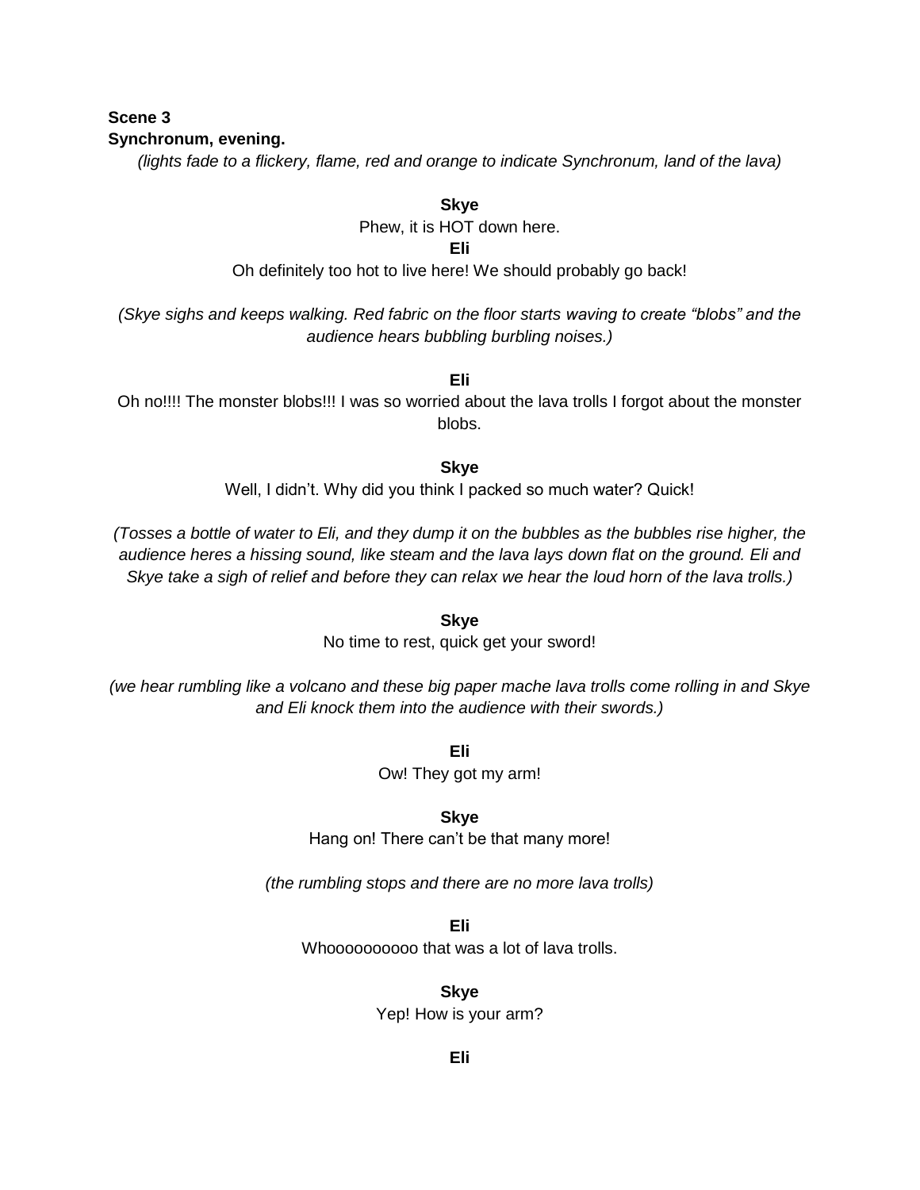**Scene 3**
**Synchronum, evening.**

*(lights fade to a flickery, flame, red and orange to indicate Synchronum, land of the lava)*

**Skye**
Phew, it is HOT down here.
**Eli**
Oh definitely too hot to live here! We should probably go back!

*(Skye sighs and keeps walking. Red fabric on the floor starts waving to create “blobs” and the audience hears bubbling burbling noises.)*

**Eli**
Oh no!!!! The monster blobs!!! I was so worried about the lava trolls I forgot about the monster blobs.

**Skye**
Well, I didn’t. Why did you think I packed so much water? Quick!

*(Tosses a bottle of water to Eli, and they dump it on the bubbles as the bubbles rise higher, the audience heres a hissing sound, like steam and the lava lays down flat on the ground. Eli and Skye take a sigh of relief and before they can relax we hear the loud horn of the lava trolls.)*

**Skye**
No time to rest, quick get your sword!

*(we hear rumbling like a volcano and these big paper mache lava trolls come rolling in and Skye and Eli knock them into the audience with their swords.)*

**Eli**
Ow! They got my arm!

**Skye**
Hang on! There can’t be that many more!

*(the rumbling stops and there are no more lava trolls)*

**Eli**
Whooooooooo that was a lot of lava trolls.

**Skye**
Yep! How is your arm?

**Eli**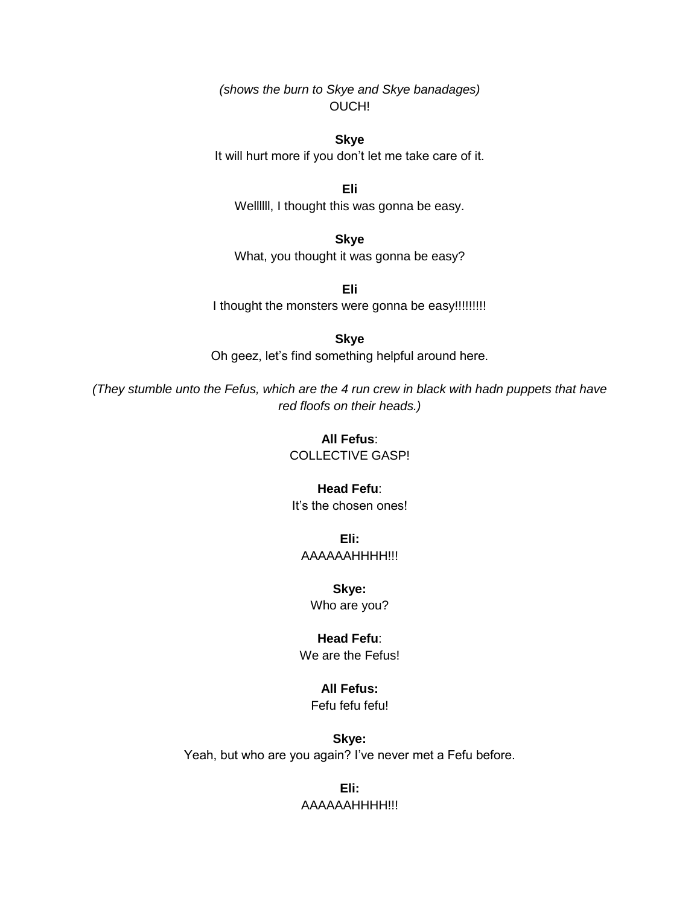*(shows the burn to Skye and Skye banadages)*
OUCH!

**Skye**
It will hurt more if you don't let me take care of it.

**Eli**
Wellllll, I thought this was gonna be easy.

**Skye**
What, you thought it was gonna be easy?

**Eli**
I thought the monsters were gonna be easy!!!!!!!!!

**Skye**
Oh geez, let's find something helpful around here.

*(They stumble unto the Fefus, which are the 4 run crew in black with hadn puppets that have red floofs on their heads.)*

**All Fefus**:
COLLECTIVE GASP!

**Head Fefu**:
It's the chosen ones!

**Eli:**
AAAAAAHHHH!!!

**Skye:**
Who are you?

**Head Fefu**:
We are the Fefus!

**All Fefus:**
Fefu fefu fefu!

**Skye:**
Yeah, but who are you again? I've never met a Fefu before.

**Eli:**
AAAAAAHHHH!!!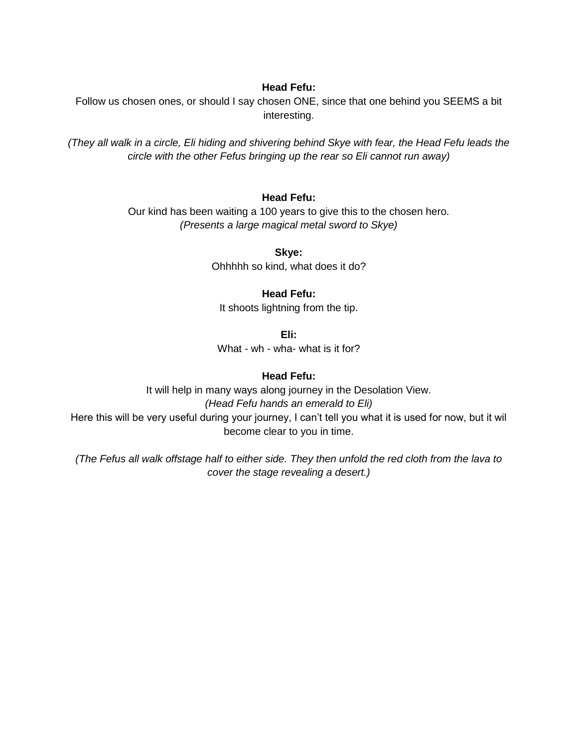**Head Fefu:**

Follow us chosen ones, or should I say chosen ONE, since that one behind you SEEMS a bit interesting.

*(They all walk in a circle, Eli hiding and shivering behind Skye with fear, the Head Fefu leads the circle with the other Fefus bringing up the rear so Eli cannot run away)*

**Head Fefu:**

Our kind has been waiting a 100 years to give this to the chosen hero.
*(Presents a large magical metal sword to Skye)*

**Skye:**

Ohhhhh so kind, what does it do?

**Head Fefu:**

It shoots lightning from the tip.

**Eli:**

What - wh - wha- what is it for?

**Head Fefu:**

It will help in many ways along journey in the Desolation View.
*(Head Fefu hands an emerald to Eli)*
Here this will be very useful during your journey, I can't tell you what it is used for now, but it wil become clear to you in time.

*(The Fefus all walk offstage half to either side. They then unfold the red cloth from the lava to cover the stage revealing a desert.)*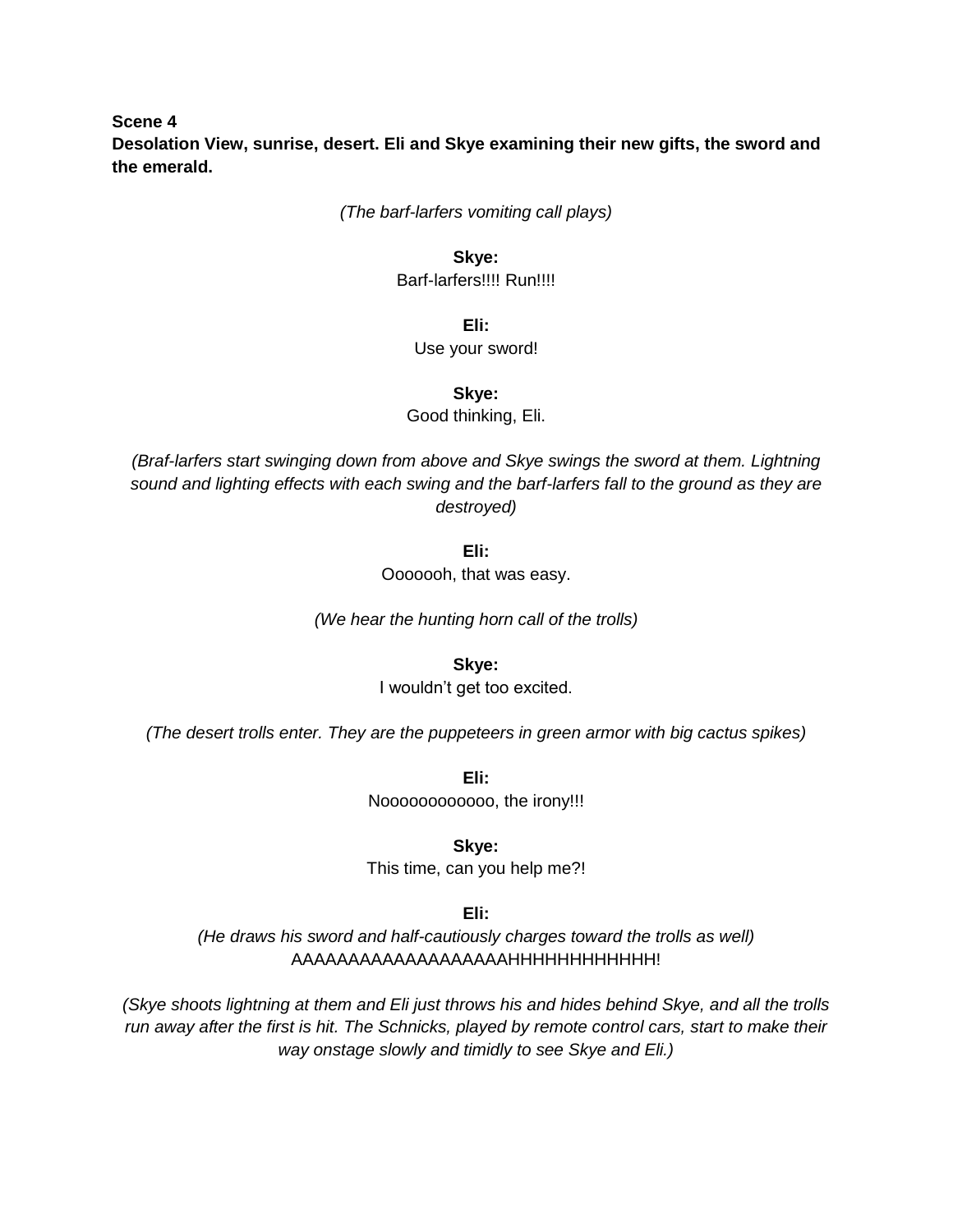**Scene 4**
**Desolation View, sunrise, desert. Eli and Skye examining their new gifts, the sword and the emerald.**

*(The barf-larfers vomiting call plays)*

**Skye:**
Barf-larfers!!!! Run!!!!

**Eli:**
Use your sword!

**Skye:**
Good thinking, Eli.

*(Braf-larfers start swinging down from above and Skye swings the sword at them. Lightning sound and lighting effects with each swing and the barf-larfers fall to the ground as they are destroyed)*

**Eli:**
Ooooooh, that was easy.

*(We hear the hunting horn call of the trolls)*

**Skye:**
I wouldn't get too excited.

*(The desert trolls enter. They are the puppeteers in green armor with big cactus spikes)*

**Eli:**
Noooooooooooo, the irony!!!

**Skye:**
This time, can you help me?!

**Eli:**
*(He draws his sword and half-cautiously charges toward the trolls as well)*
AAAAAAAAAAAAAAAAAAAHHHHHHHHHHHH!

*(Skye shoots lightning at them and Eli just throws his and hides behind Skye, and all the trolls run away after the first is hit. The Schnicks, played by remote control cars, start to make their way onstage slowly and timidly to see Skye and Eli.)*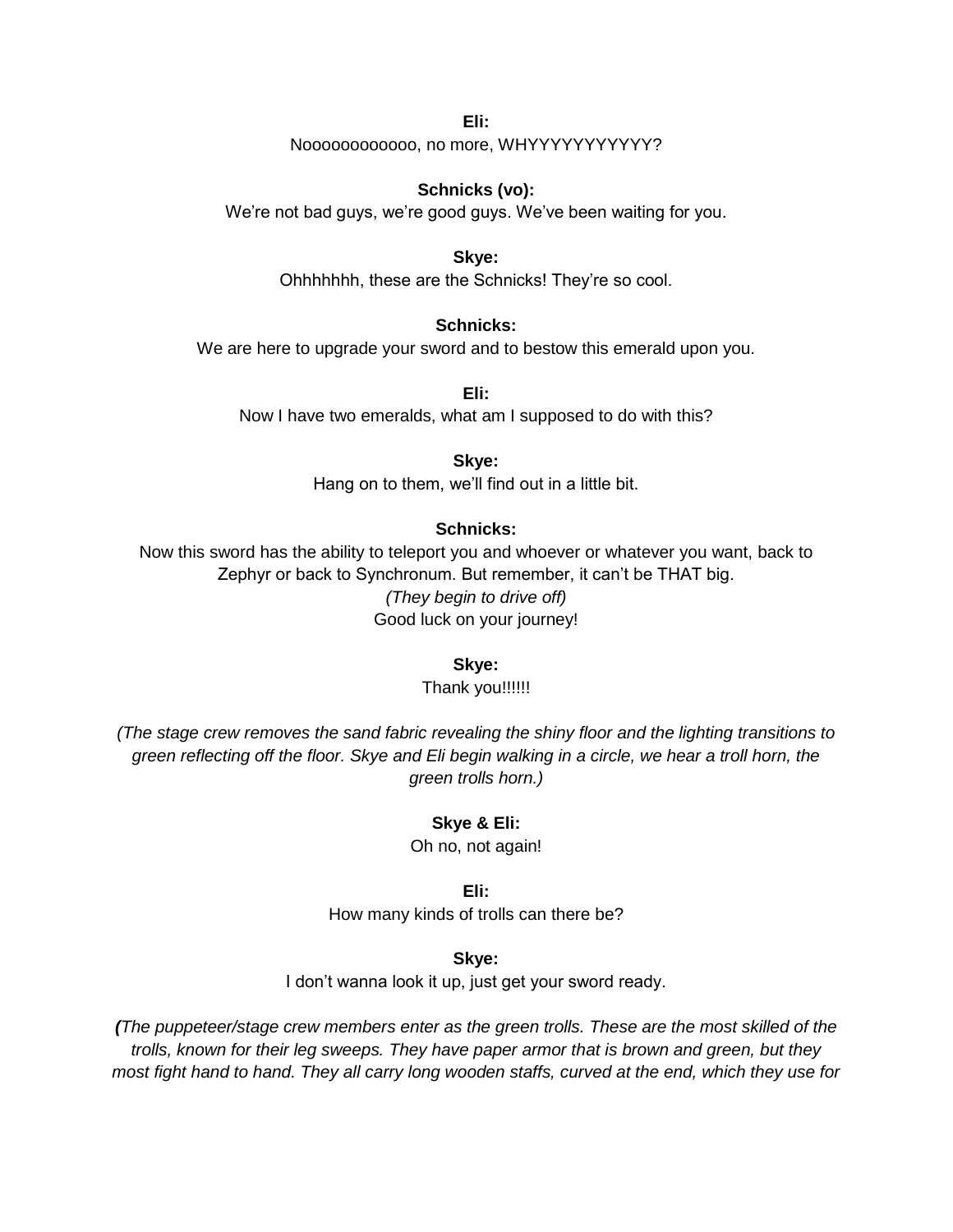**Eli:**
Noooooooooooo, no more, WHYYYYYYYYYYY?

**Schnicks (vo):**
We're not bad guys, we're good guys. We've been waiting for you.

**Skye:**
Ohhhhhhh, these are the Schnicks! They're so cool.

**Schnicks:**
We are here to upgrade your sword and to bestow this emerald upon you.

**Eli:**
Now I have two emeralds, what am I supposed to do with this?

**Skye:**
Hang on to them, we'll find out in a little bit.

**Schnicks:**
Now this sword has the ability to teleport you and whoever or whatever you want, back to Zephyr or back to Synchronum. But remember, it can't be THAT big.
*(They begin to drive off)*
Good luck on your journey!

**Skye:**
Thank you!!!!!!

*(The stage crew removes the sand fabric revealing the shiny floor and the lighting transitions to green reflecting off the floor. Skye and Eli begin walking in a circle, we hear a troll horn, the green trolls horn.)*

**Skye & Eli:**
Oh no, not again!

**Eli:**
How many kinds of trolls can there be?

**Skye:**
I don't wanna look it up, just get your sword ready.

***(****The puppeteer/stage crew members enter as the green trolls. These are the most skilled of the trolls, known for their leg sweeps. They have paper armor that is brown and green, but they most fight hand to hand. They all carry long wooden staffs, curved at the end, which they use for*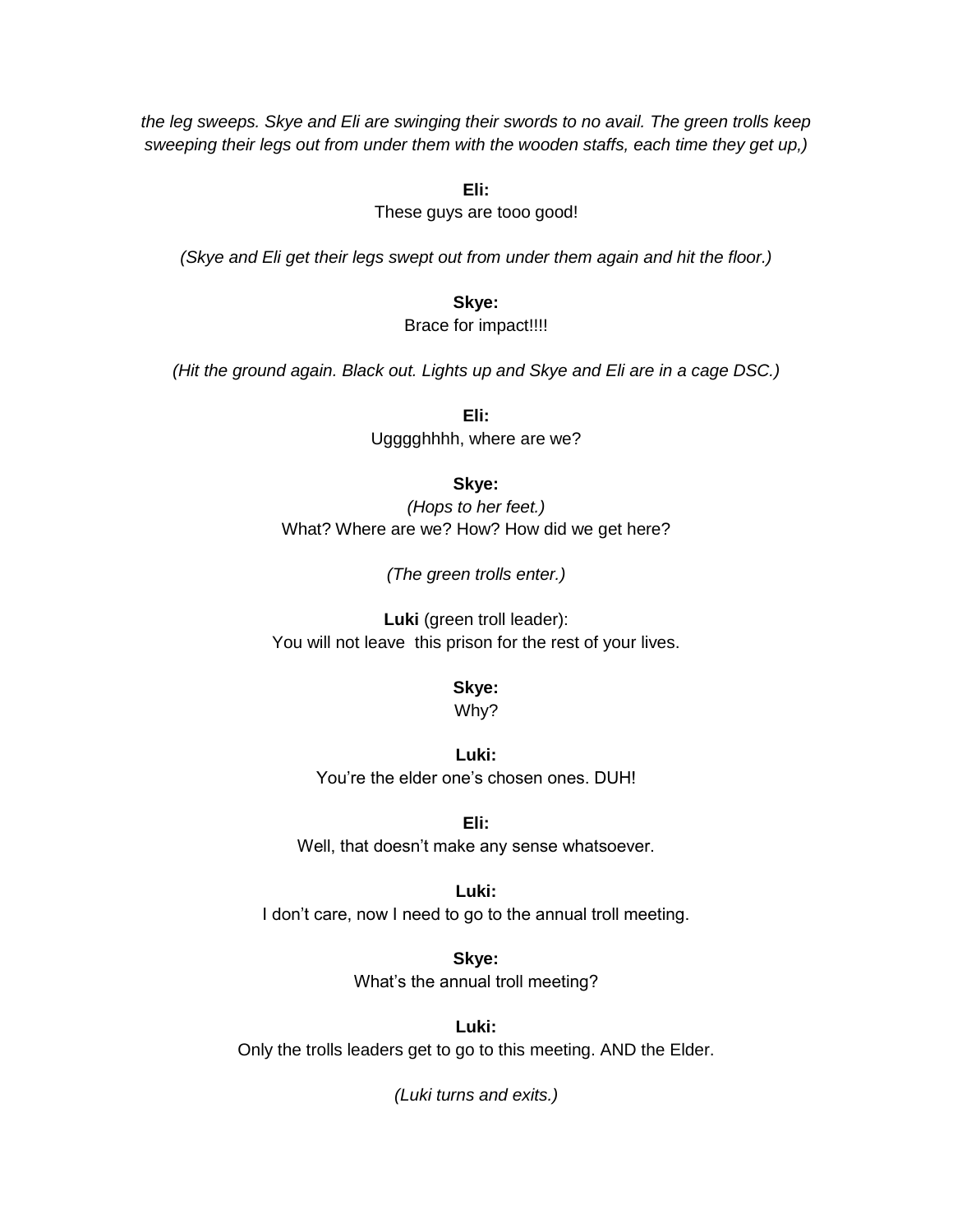*the leg sweeps. Skye and Eli are swinging their swords to no avail. The green trolls keep sweeping their legs out from under them with the wooden staffs, each time they get up,)*

**Eli:**
These guys are tooo good!

*(Skye and Eli get their legs swept out from under them again and hit the floor.)*

**Skye:**
Brace for impact!!!!

*(Hit the ground again. Black out. Lights up and Skye and Eli are in a cage DSC.)*

**Eli:**
Ugggghhhh, where are we?

**Skye:**
*(Hops to her feet.)*
What? Where are we? How? How did we get here?

*(The green trolls enter.)*

**Luki** (green troll leader):
You will not leave this prison for the rest of your lives.

**Skye:**
Why?

**Luki:**
You're the elder one's chosen ones. DUH!

**Eli:**
Well, that doesn't make any sense whatsoever.

**Luki:**
I don't care, now I need to go to the annual troll meeting.

**Skye:**
What's the annual troll meeting?

**Luki:**
Only the trolls leaders get to go to this meeting. AND the Elder.

*(Luki turns and exits.)*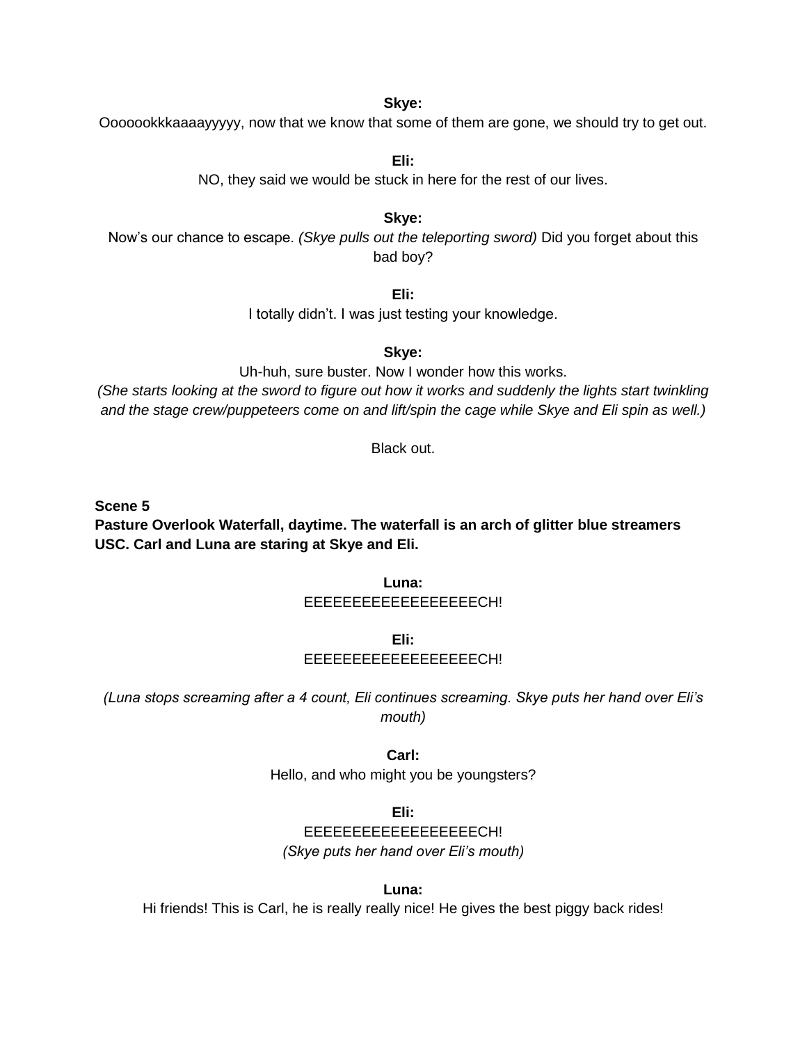**Skye:**
Oooooookkkaaaayyyyy, now that we know that some of them are gone, we should try to get out.

**Eli:**
NO, they said we would be stuck in here for the rest of our lives.

**Skye:**
Now's our chance to escape. *(Skye pulls out the teleporting sword)* Did you forget about this bad boy?

**Eli:**
I totally didn't. I was just testing your knowledge.

**Skye:**
Uh-huh, sure buster. Now I wonder how this works.
*(She starts looking at the sword to figure out how it works and suddenly the lights start twinkling and the stage crew/puppeteers come on and lift/spin the cage while Skye and Eli spin as well.)*

Black out.

**Scene 5**
**Pasture Overlook Waterfall, daytime. The waterfall is an arch of glitter blue streamers USC. Carl and Luna are staring at Skye and Eli.**

**Luna:**
EEEEEEEEEEEEEEEEEECH!

**Eli:**
EEEEEEEEEEEEEEEEEECH!

*(Luna stops screaming after a 4 count, Eli continues screaming. Skye puts her hand over Eli's mouth)*

**Carl:**
Hello, and who might you be youngsters?

**Eli:**
EEEEEEEEEEEEEEEEEEECH!
*(Skye puts her hand over Eli's mouth)*

**Luna:**
Hi friends! This is Carl, he is really really nice! He gives the best piggy back rides!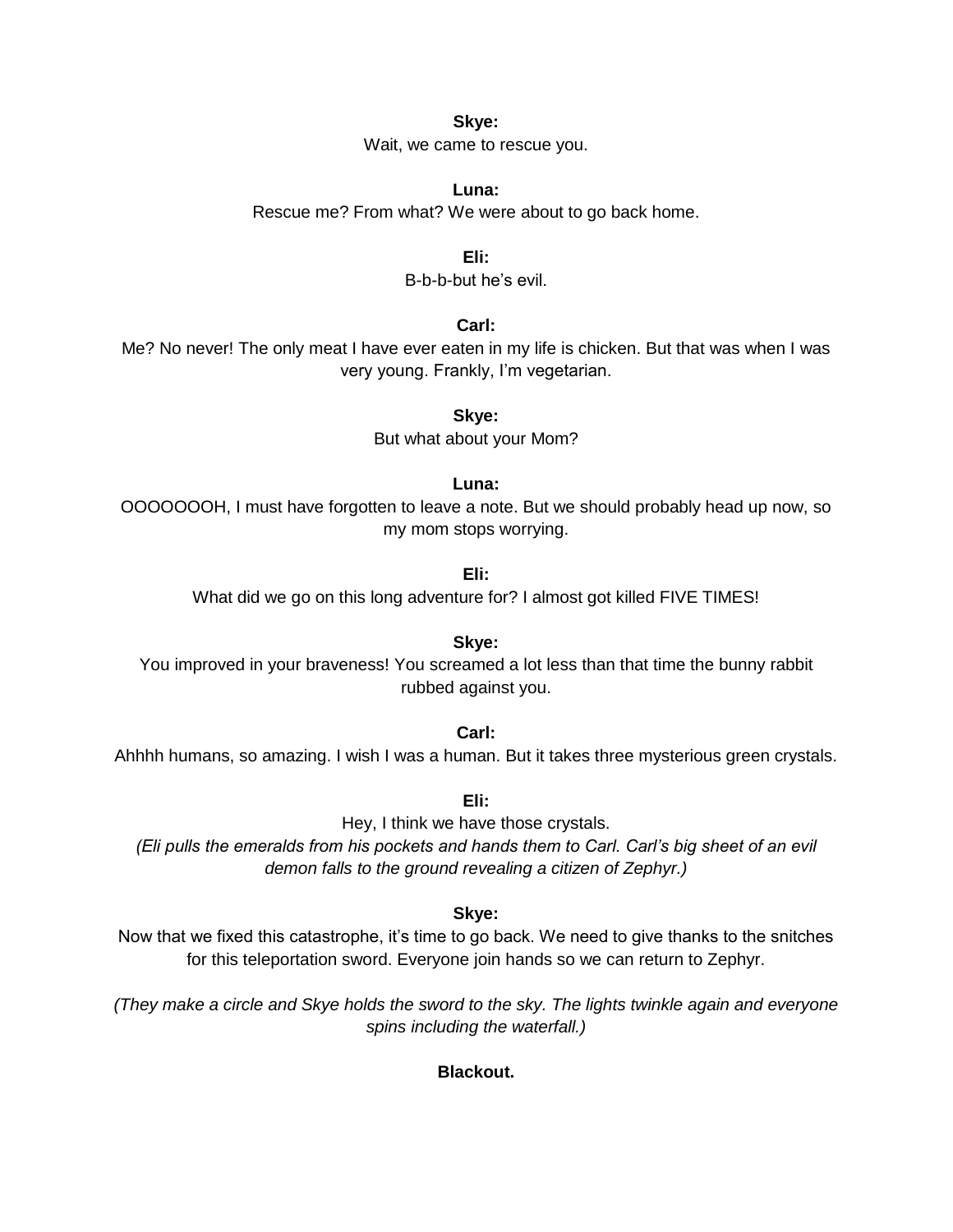**Skye:**

Wait, we came to rescue you.

**Luna:**

Rescue me? From what? We were about to go back home.

**Eli:**

B-b-b-but he's evil.

**Carl:**

Me? No never! The only meat I have ever eaten in my life is chicken. But that was when I was very young. Frankly, I'm vegetarian.

**Skye:**

But what about your Mom?

**Luna:**

OOOOOOOH, I must have forgotten to leave a note. But we should probably head up now, so my mom stops worrying.

**Eli:**

What did we go on this long adventure for? I almost got killed FIVE TIMES!

**Skye:**

You improved in your braveness! You screamed a lot less than that time the bunny rabbit rubbed against you.

**Carl:**

Ahhhh humans, so amazing. I wish I was a human. But it takes three mysterious green crystals.

**Eli:**

Hey, I think we have those crystals.

*(Eli pulls the emeralds from his pockets and hands them to Carl. Carl's big sheet of an evil demon falls to the ground revealing a citizen of Zephyr.)*

**Skye:**

Now that we fixed this catastrophe, it's time to go back. We need to give thanks to the snitches for this teleportation sword. Everyone join hands so we can return to Zephyr.

*(They make a circle and Skye holds the sword to the sky. The lights twinkle again and everyone spins including the waterfall.)*

**Blackout.**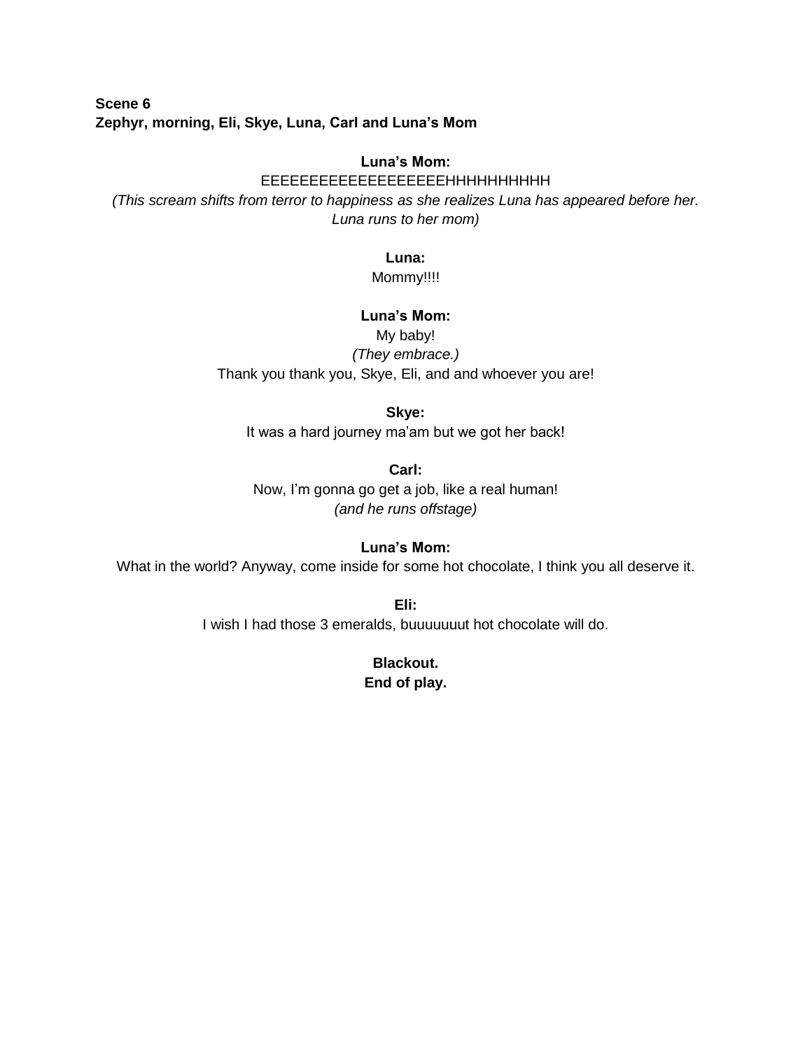**Scene 6**
**Zephyr, morning, Eli, Skye, Luna, Carl and Luna's Mom**

**Luna's Mom:**
EEEEEEEEEEEEEEEEEEHHHHHHHHHH
*(This scream shifts from terror to happiness as she realizes Luna has appeared before her. Luna runs to her mom)*

**Luna:**
Mommy!!!!

**Luna's Mom:**
My baby!
*(They embrace.)*
Thank you thank you, Skye, Eli, and and whoever you are!

**Skye:**
It was a hard journey ma'am but we got her back!

**Carl:**
Now, I'm gonna go get a job, like a real human!
*(and he runs offstage)*

**Luna's Mom:**
What in the world? Anyway, come inside for some hot chocolate, I think you all deserve it.

**Eli:**
I wish I had those 3 emeralds, buuuuuuut hot chocolate will do.

**Blackout.**
**End of play.**